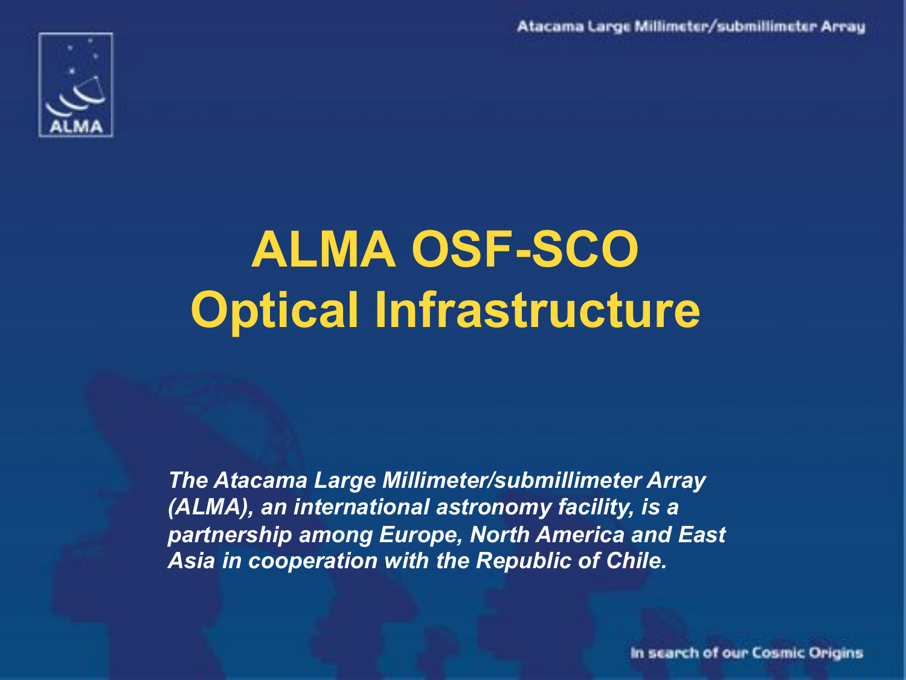# ALMA OSF-SCO
# Optical Infrastructure

***The Atacama Large Millimeter/submillimeter Array (ALMA), an international astronomy facility, is a partnership among Europe, North America and East Asia in cooperation with the Republic of Chile.***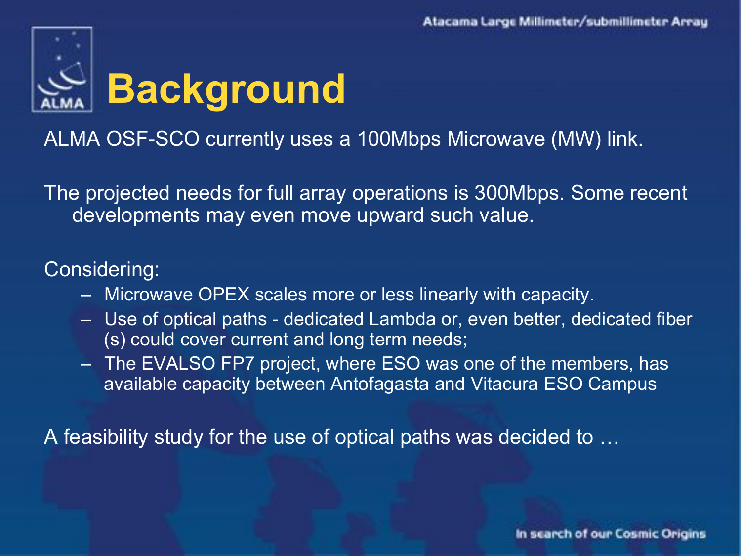# Background

ALMA OSF-SCO currently uses a 100Mbps Microwave (MW) link.

The projected needs for full array operations is 300Mbps. Some recent developments may even move upward such value.

Considering:

- Microwave OPEX scales more or less linearly with capacity.
- Use of optical paths - dedicated Lambda or, even better, dedicated fiber (s) could cover current and long term needs;
- The EVALSO FP7 project, where ESO was one of the members, has available capacity between Antofagasta and Vitacura ESO Campus

A feasibility study for the use of optical paths was decided to …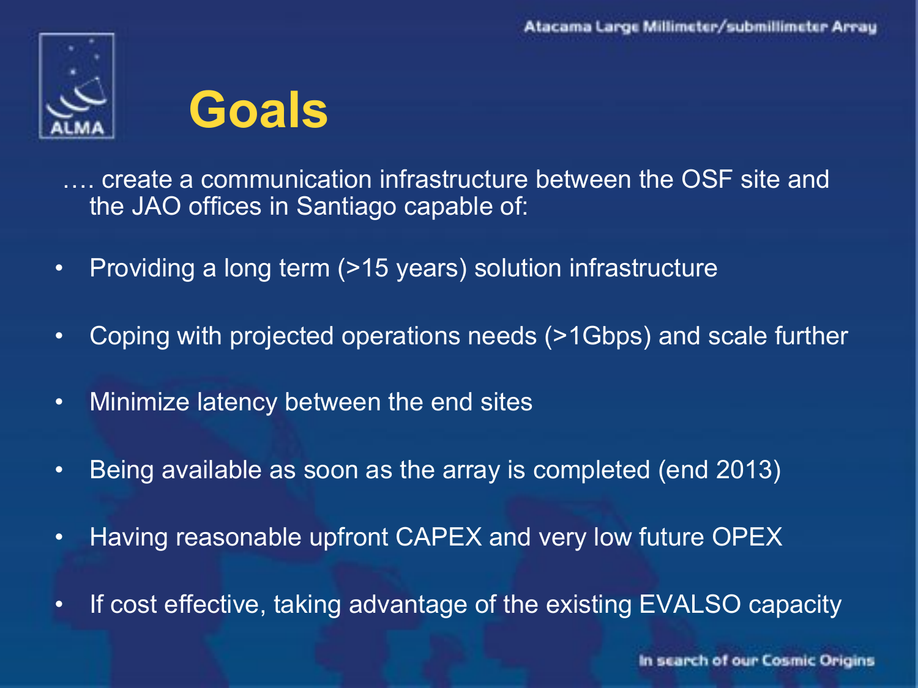# Goals

…. create a communication infrastructure between the OSF site and the JAO offices in Santiago capable of:

- Providing a long term (>15 years) solution infrastructure
- Coping with projected operations needs (>1Gbps) and scale further
- Minimize latency between the end sites
- Being available as soon as the array is completed (end 2013)
- Having reasonable upfront CAPEX and very low future OPEX
- If cost effective, taking advantage of the existing EVALSO capacity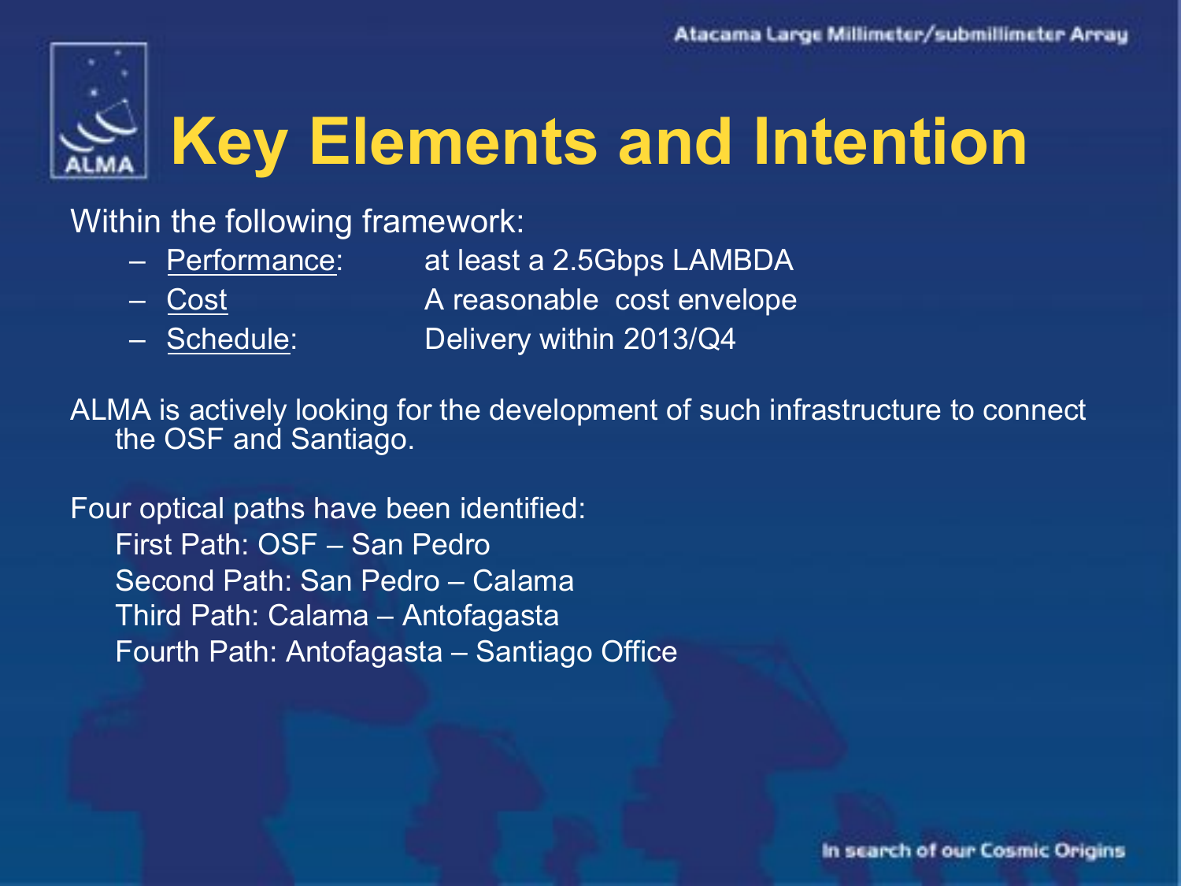# Key Elements and Intention

Within the following framework:

- Performance: at least a 2.5Gbps LAMBDA
- Cost A reasonable cost envelope
- Schedule: Delivery within 2013/Q4

ALMA is actively looking for the development of such infrastructure to connect the OSF and Santiago.

Four optical paths have been identified:

First Path: OSF – San Pedro
Second Path: San Pedro – Calama
Third Path: Calama – Antofagasta
Fourth Path: Antofagasta – Santiago Office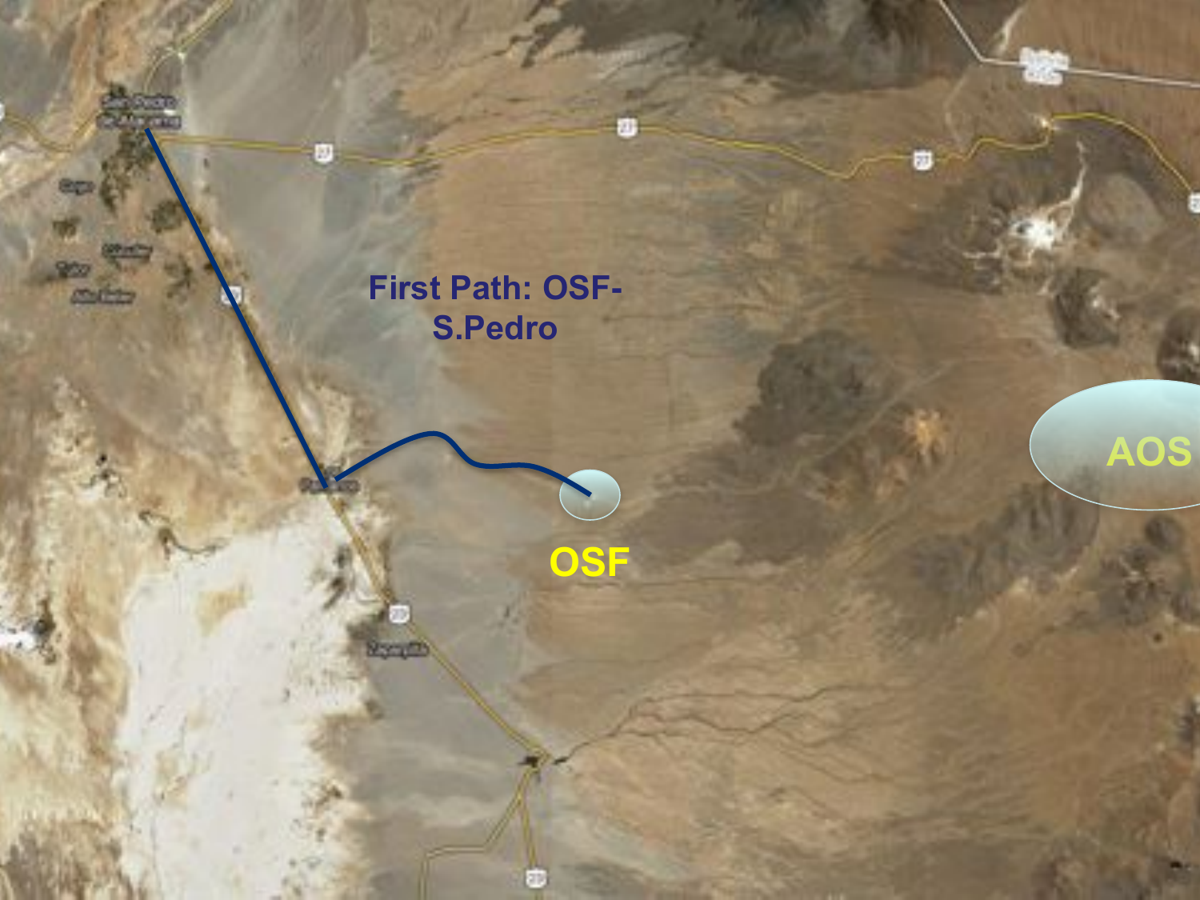First Path: OSF-S.Pedro

OSF

AOS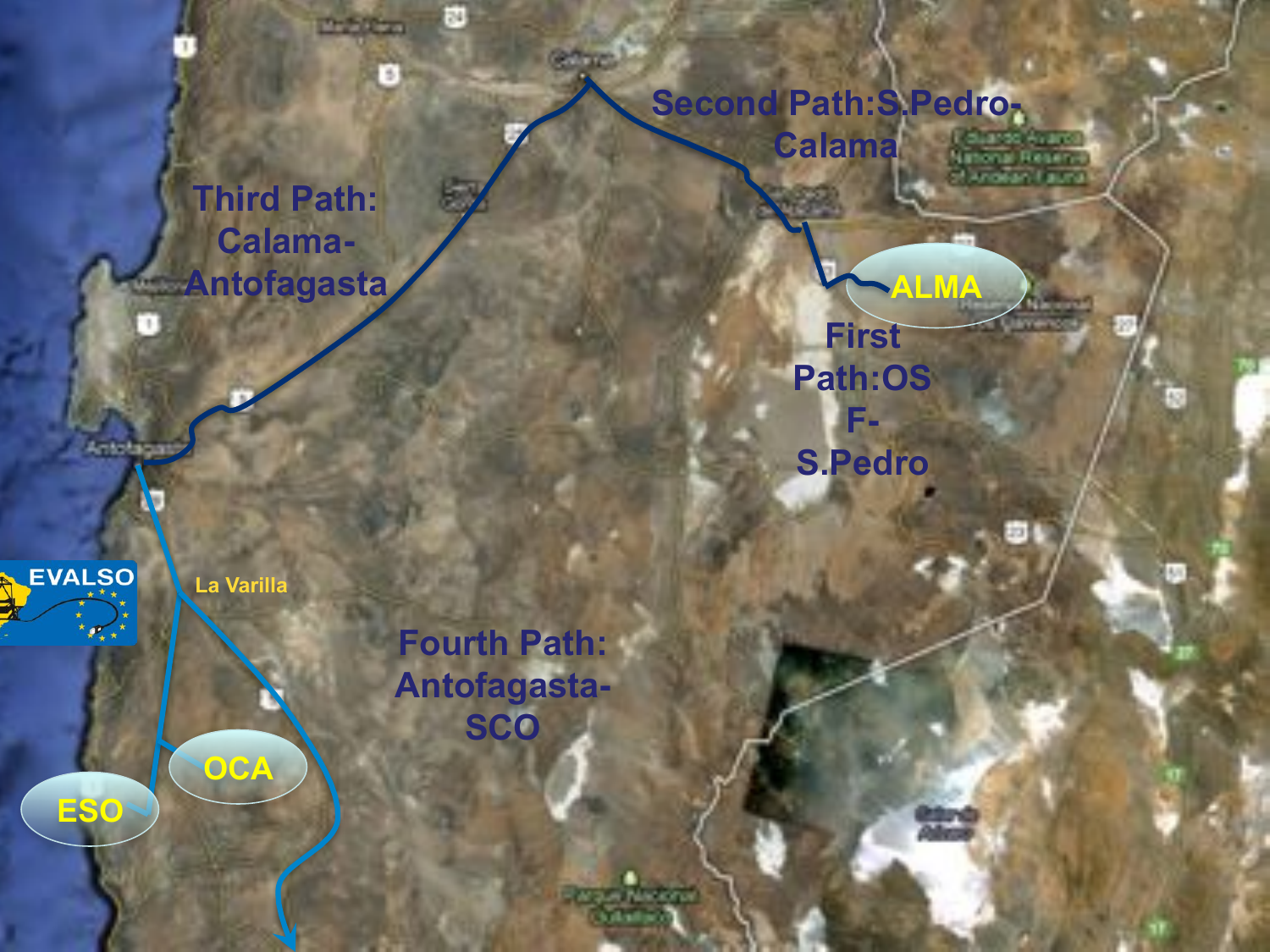Second Path:S.Pedro-Calama

Third Path: Calama-Antofagasta

ALMA

First Path:OSF-S.Pedro

EVALSO

La Varilla

Fourth Path: Antofagasta-SCO

OCA

ESO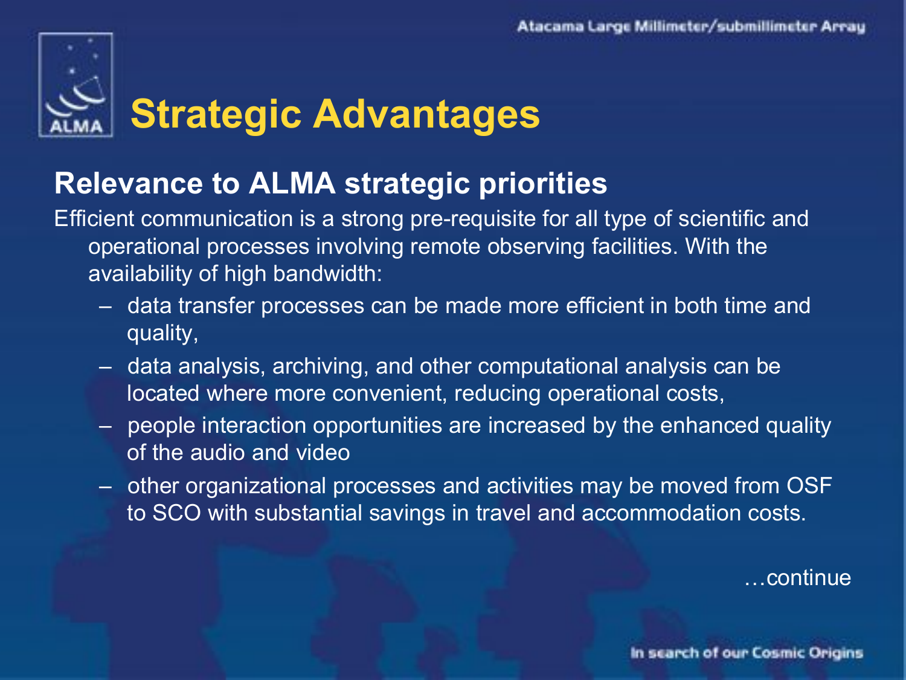# Strategic Advantages

## Relevance to ALMA strategic priorities

Efficient communication is a strong pre-requisite for all type of scientific and operational processes involving remote observing facilities. With the availability of high bandwidth:

- data transfer processes can be made more efficient in both time and quality,
- data analysis, archiving, and other computational analysis can be located where more convenient, reducing operational costs,
- people interaction opportunities are increased by the enhanced quality of the audio and video
- other organizational processes and activities may be moved from OSF to SCO with substantial savings in travel and accommodation costs.

…continue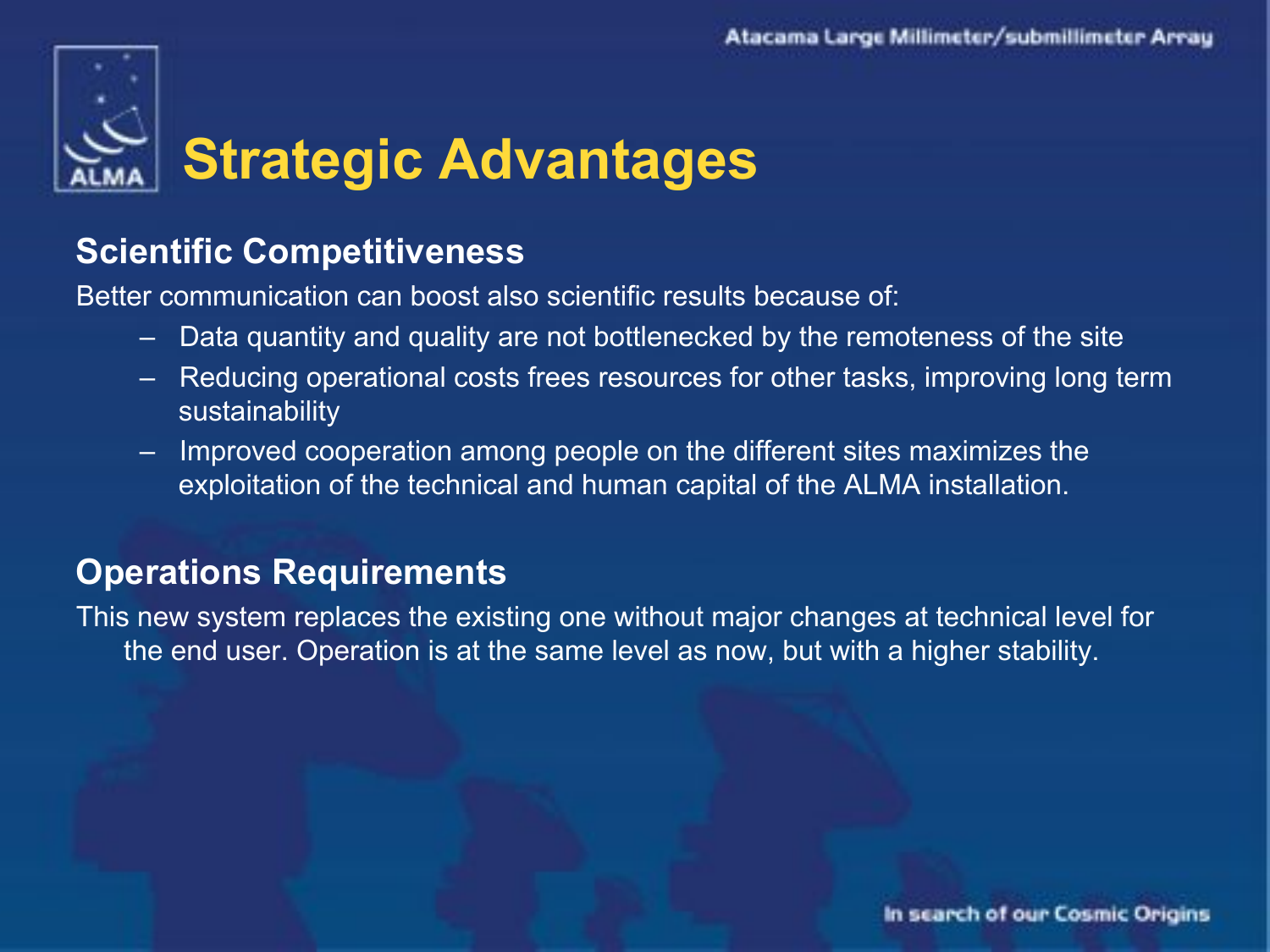# Strategic Advantages

## Scientific Competitiveness

Better communication can boost also scientific results because of:

- Data quantity and quality are not bottlenecked by the remoteness of the site
- Reducing operational costs frees resources for other tasks, improving long term sustainability
- Improved cooperation among people on the different sites maximizes the exploitation of the technical and human capital of the ALMA installation.

## Operations Requirements

This new system replaces the existing one without major changes at technical level for the end user. Operation is at the same level as now, but with a higher stability.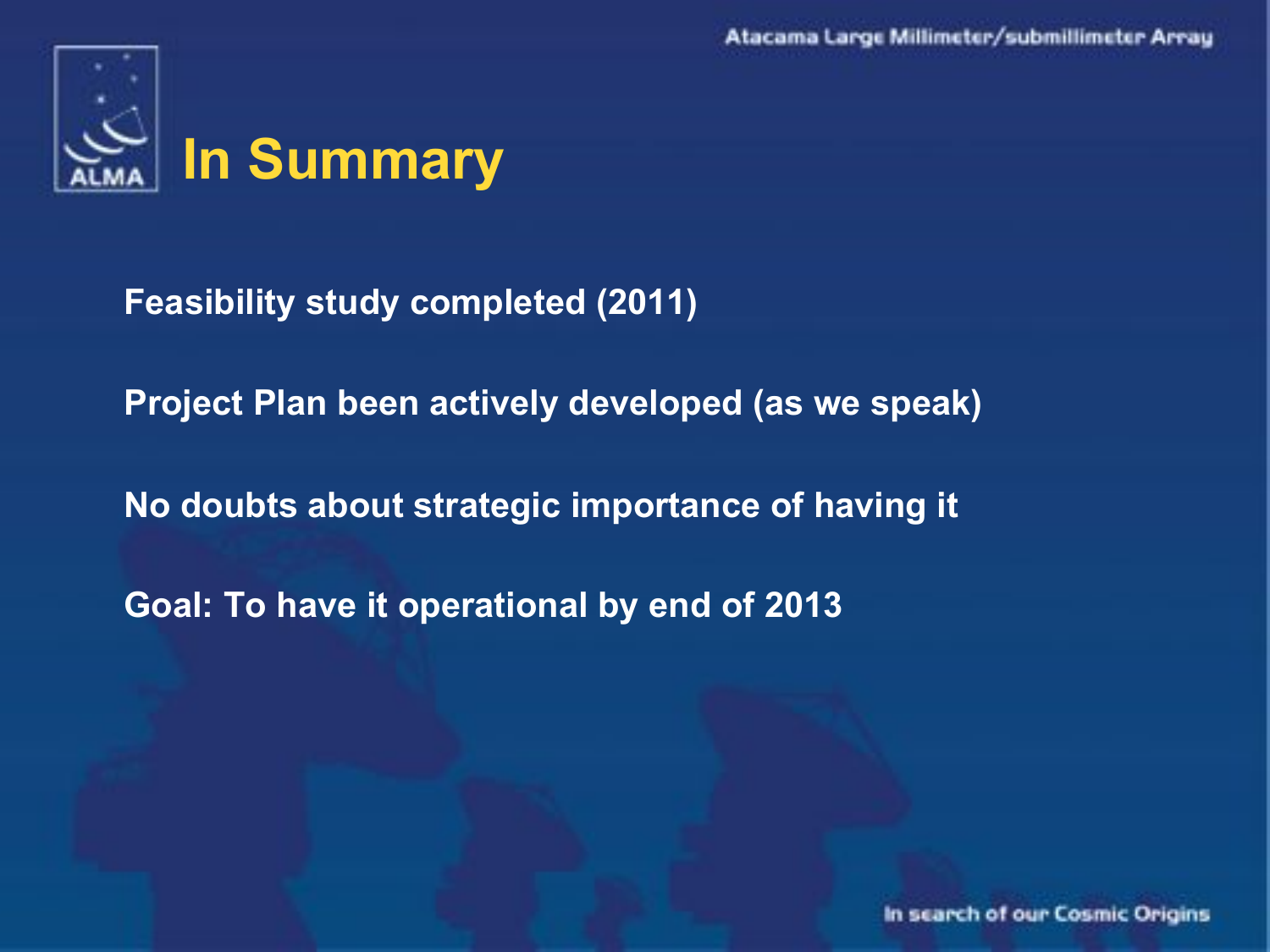# In Summary

Feasibility study completed (2011)

Project Plan been actively developed (as we speak)

No doubts about strategic importance of having it

Goal: To have it operational by end of 2013